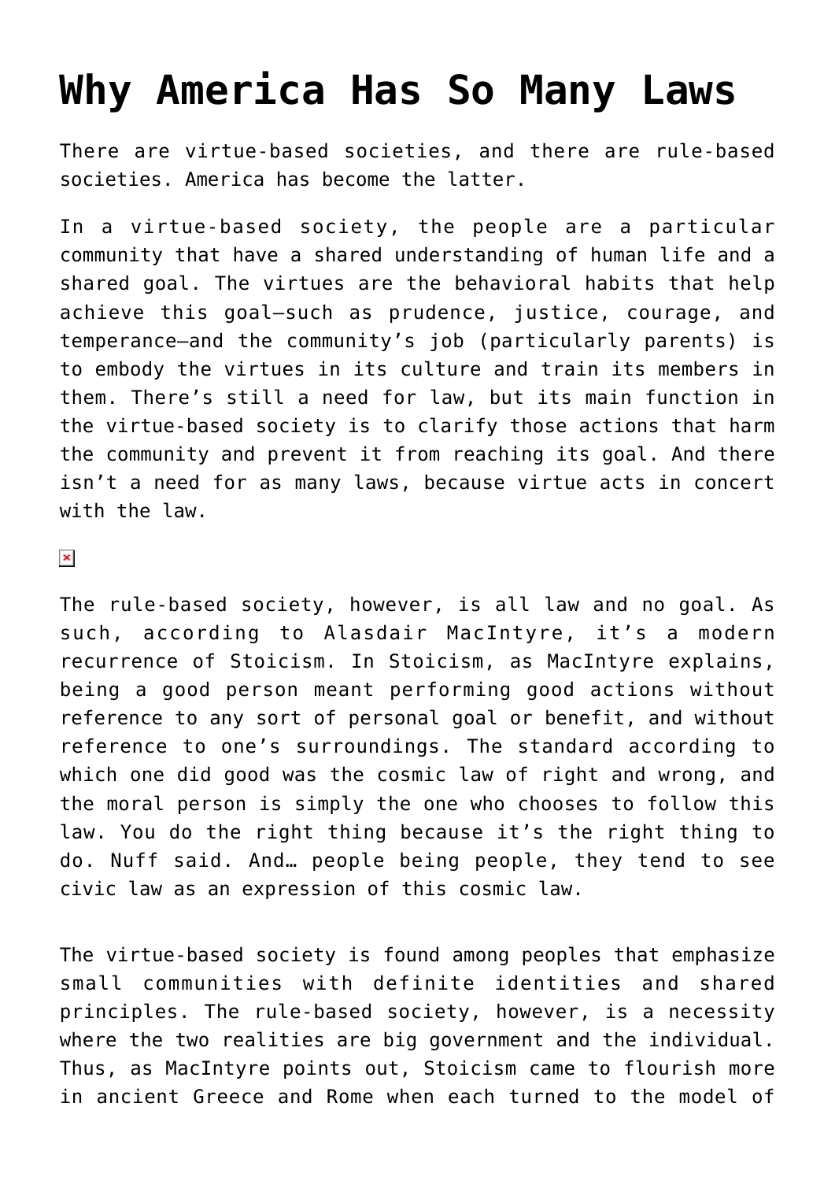# Why America Has So Many Laws

There are virtue-based societies, and there are rule-based societies. America has become the latter.

In a virtue-based society, the people are a particular community that have a shared understanding of human life and a shared goal. The virtues are the behavioral habits that help achieve this goal—such as prudence, justice, courage, and temperance—and the community's job (particularly parents) is to embody the virtues in its culture and train its members in them. There's still a need for law, but its main function in the virtue-based society is to clarify those actions that harm the community and prevent it from reaching its goal. And there isn't a need for as many laws, because virtue acts in concert with the law.

The rule-based society, however, is all law and no goal. As such, according to Alasdair MacIntyre, it's a modern recurrence of Stoicism. In Stoicism, as MacIntyre explains, being a good person meant performing good actions without reference to any sort of personal goal or benefit, and without reference to one's surroundings. The standard according to which one did good was the cosmic law of right and wrong, and the moral person is simply the one who chooses to follow this law. You do the right thing because it's the right thing to do. Nuff said. And… people being people, they tend to see civic law as an expression of this cosmic law.

The virtue-based society is found among peoples that emphasize small communities with definite identities and shared principles. The rule-based society, however, is a necessity where the two realities are big government and the individual. Thus, as MacIntyre points out, Stoicism came to flourish more in ancient Greece and Rome when each turned to the model of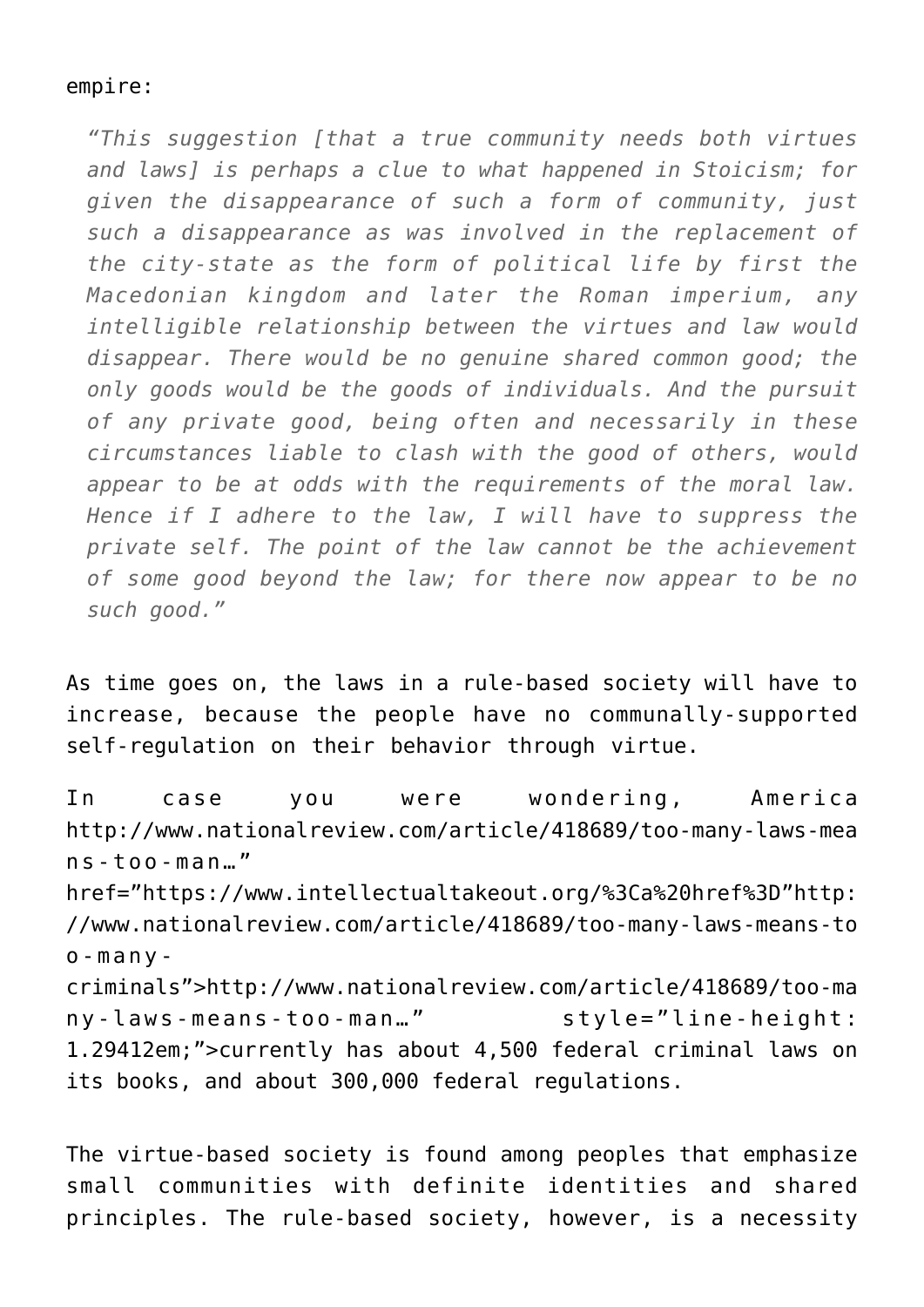empire:

> *"This suggestion [that a true community needs both virtues and laws] is perhaps a clue to what happened in Stoicism; for given the disappearance of such a form of community, just such a disappearance as was involved in the replacement of the city-state as the form of political life by first the Macedonian kingdom and later the Roman imperium, any intelligible relationship between the virtues and law would disappear. There would be no genuine shared common good; the only goods would be the goods of individuals. And the pursuit of any private good, being often and necessarily in these circumstances liable to clash with the good of others, would appear to be at odds with the requirements of the moral law. Hence if I adhere to the law, I will have to suppress the private self. The point of the law cannot be the achievement of some good beyond the law; for there now appear to be no such good."*

As time goes on, the laws in a rule-based society will have to increase, because the people have no communally-supported self-regulation on their behavior through virtue.

In case you were wondering, America http://www.nationalreview.com/article/418689/too-many-laws-means-too-man…" href="https://www.intellectualtakeout.org/%3Ca%20href%3D"http://www.nationalreview.com/article/418689/too-many-laws-means-too-many-criminals">http://www.nationalreview.com/article/418689/too-many-laws-means-too-man…" style="line-height: 1.29412em;">currently has about 4,500 federal criminal laws on its books, and about 300,000 federal regulations.

The virtue-based society is found among peoples that emphasize small communities with definite identities and shared principles. The rule-based society, however, is a necessity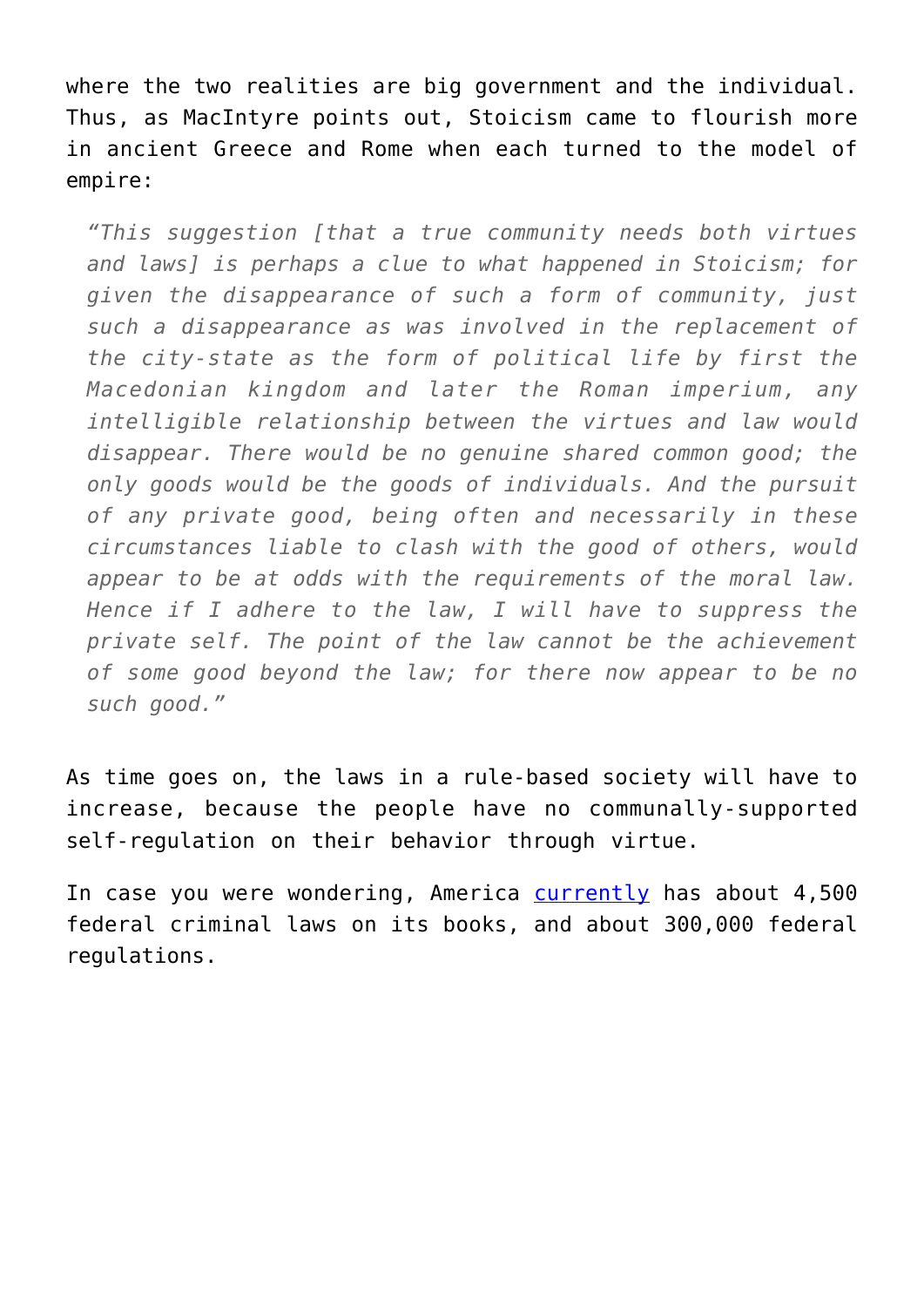where the two realities are big government and the individual. Thus, as MacIntyre points out, Stoicism came to flourish more in ancient Greece and Rome when each turned to the model of empire:

> *"This suggestion [that a true community needs both virtues and laws] is perhaps a clue to what happened in Stoicism; for given the disappearance of such a form of community, just such a disappearance as was involved in the replacement of the city-state as the form of political life by first the Macedonian kingdom and later the Roman imperium, any intelligible relationship between the virtues and law would disappear. There would be no genuine shared common good; the only goods would be the goods of individuals. And the pursuit of any private good, being often and necessarily in these circumstances liable to clash with the good of others, would appear to be at odds with the requirements of the moral law. Hence if I adhere to the law, I will have to suppress the private self. The point of the law cannot be the achievement of some good beyond the law; for there now appear to be no such good."*

As time goes on, the laws in a rule-based society will have to increase, because the people have no communally-supported self-regulation on their behavior through virtue.

In case you were wondering, America currently has about 4,500 federal criminal laws on its books, and about 300,000 federal regulations.